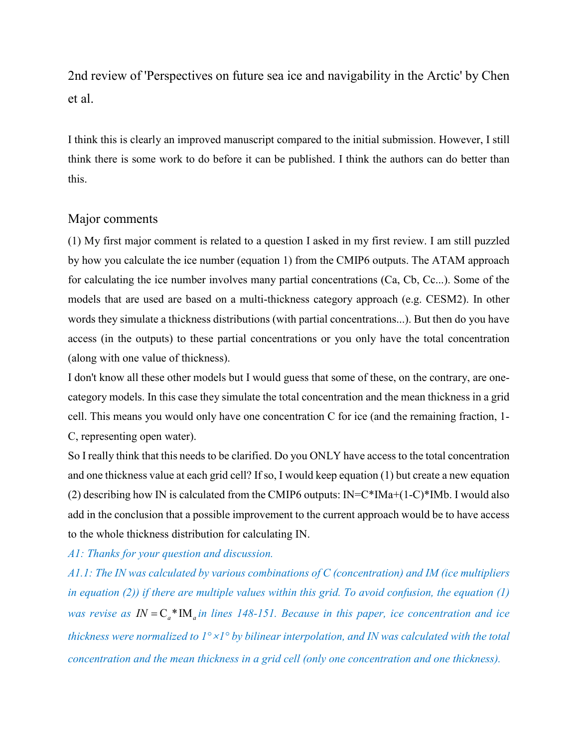2nd review of 'Perspectives on future sea ice and navigability in the Arctic' by Chen et al.

I think this is clearly an improved manuscript compared to the initial submission. However, I still think there is some work to do before it can be published. I think the authors can do better than this.

## Major comments

(1) My first major comment is related to a question I asked in my first review. I am still puzzled by how you calculate the ice number (equation 1) from the CMIP6 outputs. The ATAM approach for calculating the ice number involves many partial concentrations (Ca, Cb, Cc...). Some of the models that are used are based on a multi-thickness category approach (e.g. CESM2). In other words they simulate a thickness distributions (with partial concentrations...). But then do you have access (in the outputs) to these partial concentrations or you only have the total concentration (along with one value of thickness).

I don't know all these other models but I would guess that some of these, on the contrary, are one-category models. In this case they simulate the total concentration and the mean thickness in a grid cell. This means you would only have one concentration C for ice (and the remaining fraction, 1-C, representing open water).

So I really think that this needs to be clarified. Do you ONLY have access to the total concentration and one thickness value at each grid cell? If so, I would keep equation (1) but create a new equation (2) describing how IN is calculated from the CMIP6 outputs: IN=C*IMa+(1-C)*IMb. I would also add in the conclusion that a possible improvement to the current approach would be to have access to the whole thickness distribution for calculating IN.

*A1: Thanks for your question and discussion.*

*A1.1: The IN was calculated by various combinations of C (concentration) and IM (ice multipliers in equation (2)) if there are multiple values within this grid. To avoid confusion, the equation (1) was revise as* $IN = C_a * IM_a$ *in lines 148-151. Because in this paper, ice concentration and ice thickness were normalized to 1°×1° by bilinear interpolation, and IN was calculated with the total concentration and the mean thickness in a grid cell (only one concentration and one thickness).*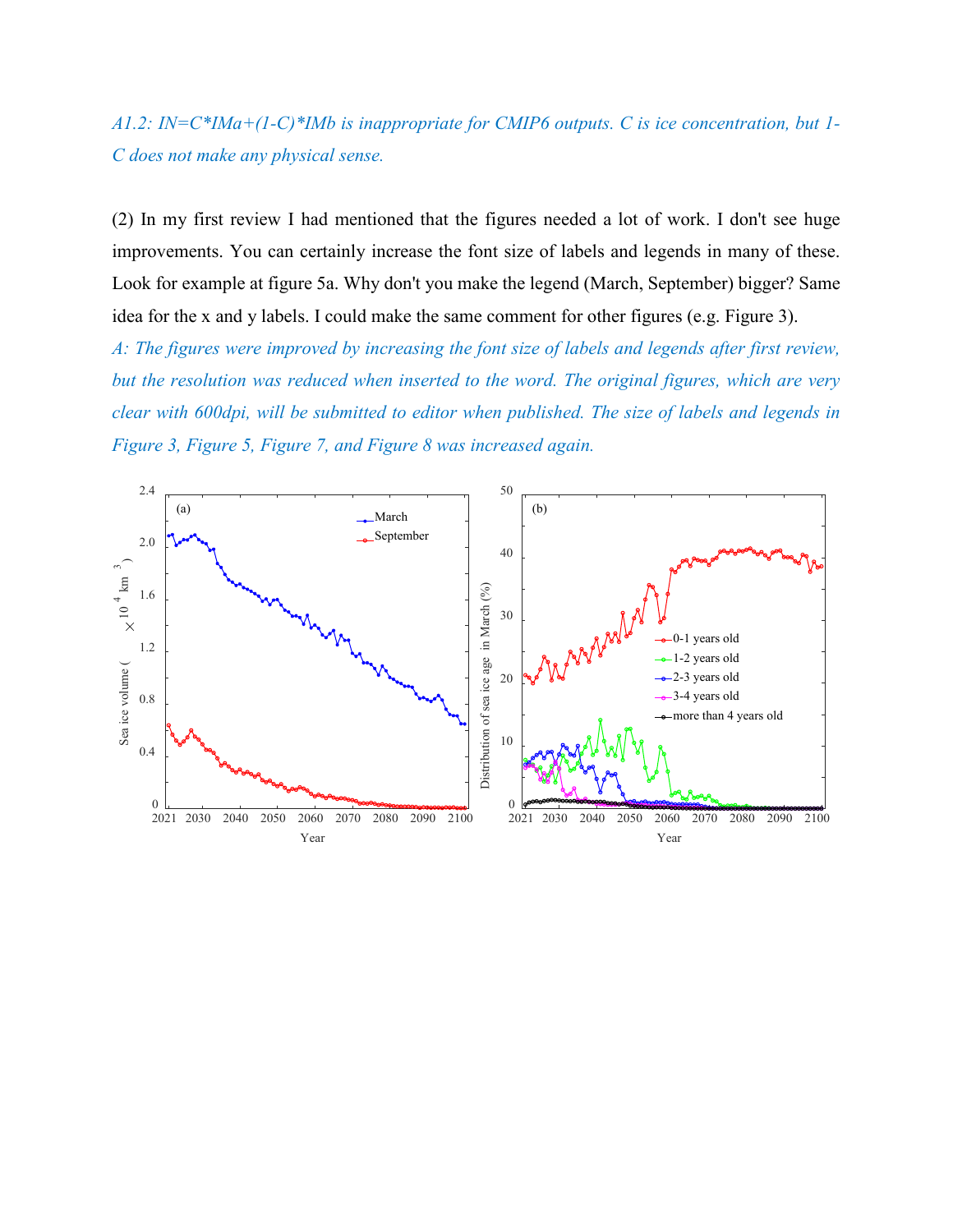*A1.2: IN=C\*IMa+(1-C)\*IMb is inappropriate for CMIP6 outputs. C is ice concentration, but 1-C does not make any physical sense.*

(2) In my first review I had mentioned that the figures needed a lot of work. I don't see huge improvements. You can certainly increase the font size of labels and legends in many of these. Look for example at figure 5a. Why don't you make the legend (March, September) bigger? Same idea for the x and y labels. I could make the same comment for other figures (e.g. Figure 3).

*A: The figures were improved by increasing the font size of labels and legends after first review, but the resolution was reduced when inserted to the word. The original figures, which are very clear with 600dpi, will be submitted to editor when published. The size of labels and legends in Figure 3, Figure 5, Figure 7, and Figure 8 was increased again.*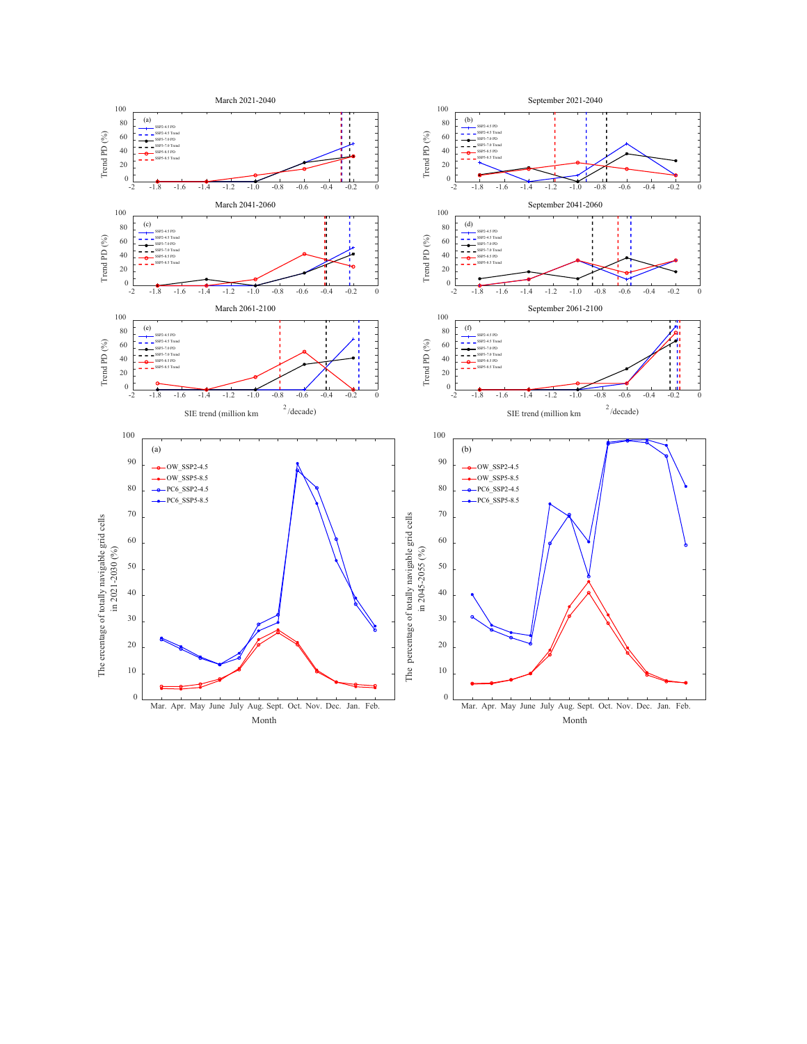March 2021-2040

September 2021-2040

March 2041-2060

September 2041-2060

March 2061-2100

September 2061-2100

Trend PD (%)

SSP2-4.5 PD
SSP2-4.5 Trend
SSP3-7.0 PD
SSP3-7.0 Trend
SSP5-8.5 PD
SSP5-8.5 Trend

SIE trend (million km $^2$/decade)

(a)

OW_SSP2-4.5
OW_SSP5-8.5
PC6_SSP2-4.5
PC6_SSP5-8.5

The ercentage of totally navigable grid cells in 2021-2030 (%)

Month

Mar. Apr. May June July Aug. Sept. Oct. Nov. Dec. Jan. Feb.

(b)

OW_SSP2-4.5
OW_SSP5-8.5
PC6_SSP2-4.5
PC6_SSP5-8.5

The percentage of totally navigable grid cells in 2045-2055 (%)

Month

Mar. Apr. May June July Aug. Sept. Oct. Nov. Dec. Jan. Feb.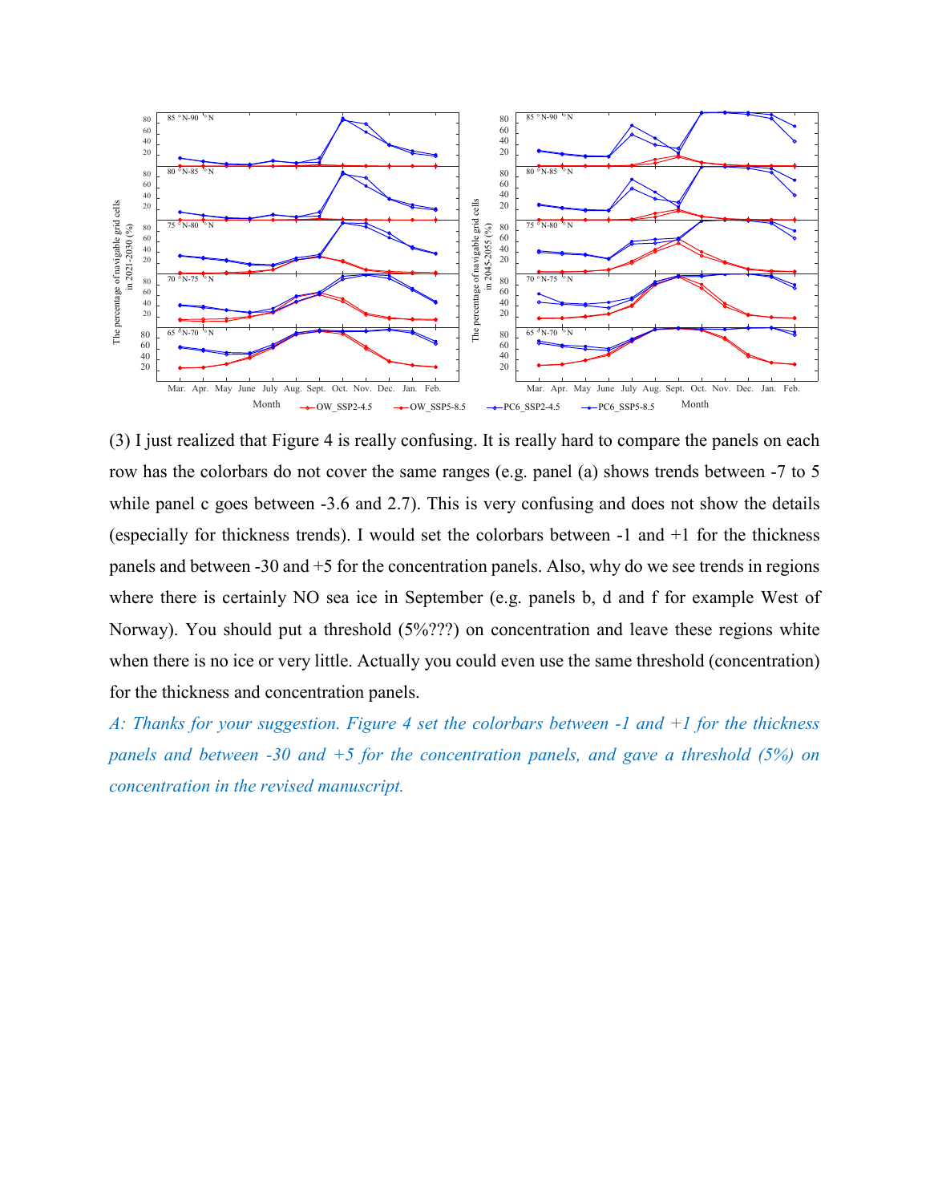(3) I just realized that Figure 4 is really confusing. It is really hard to compare the panels on each row has the colorbars do not cover the same ranges (e.g. panel (a) shows trends between -7 to 5 while panel c goes between -3.6 and 2.7). This is very confusing and does not show the details (especially for thickness trends). I would set the colorbars between -1 and +1 for the thickness panels and between -30 and +5 for the concentration panels. Also, why do we see trends in regions where there is certainly NO sea ice in September (e.g. panels b, d and f for example West of Norway). You should put a threshold (5%???) on concentration and leave these regions white when there is no ice or very little. Actually you could even use the same threshold (concentration) for the thickness and concentration panels.

*A: Thanks for your suggestion. Figure 4 set the colorbars between -1 and +1 for the thickness panels and between -30 and +5 for the concentration panels, and gave a threshold (5%) on concentration in the revised manuscript.*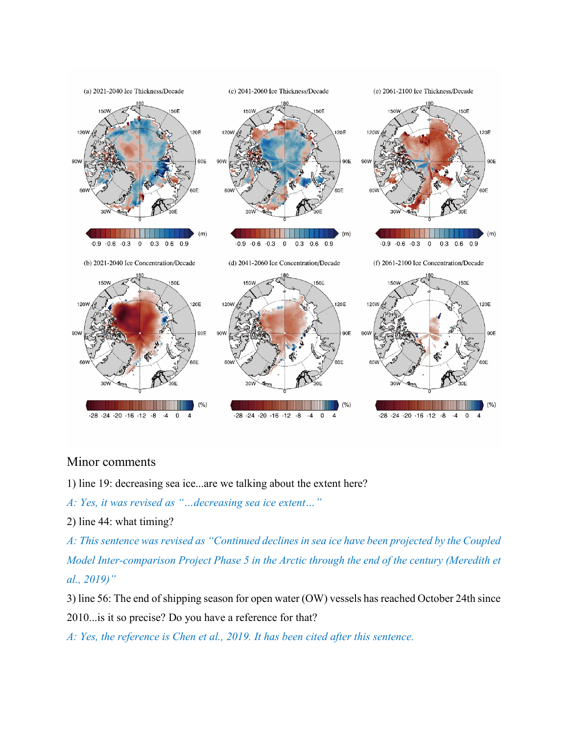## Minor comments

1) line 19: decreasing sea ice...are we talking about the extent here?

*A: Yes, it was revised as "…decreasing sea ice extent…"*

2) line 44: what timing?

*A: This sentence was revised as "Continued declines in sea ice have been projected by the Coupled Model Inter-comparison Project Phase 5 in the Arctic through the end of the century (Meredith et al., 2019)"*

3) line 56: The end of shipping season for open water (OW) vessels has reached October 24th since 2010...is it so precise? Do you have a reference for that?

*A: Yes, the reference is Chen et al., 2019. It has been cited after this sentence.*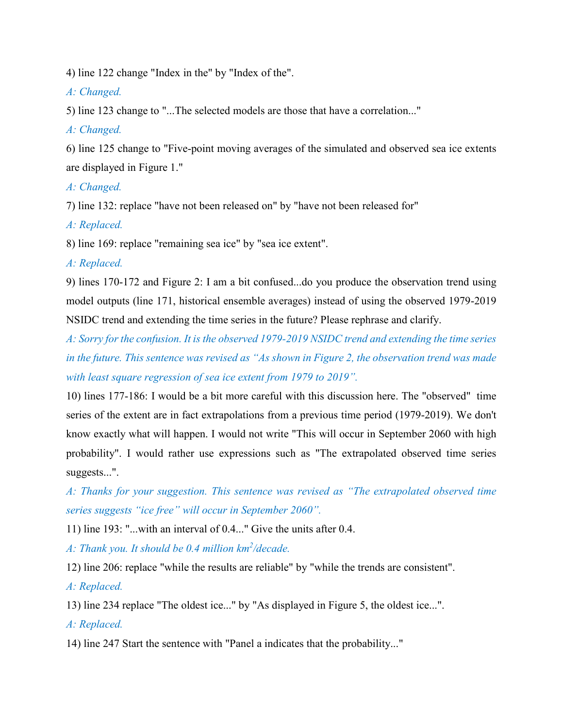4) line 122 change "Index in the" by "Index of the".

*A: Changed.*

5) line 123 change to "...The selected models are those that have a correlation..."

*A: Changed.*

6) line 125 change to "Five-point moving averages of the simulated and observed sea ice extents are displayed in Figure 1."

*A: Changed.*

7) line 132: replace "have not been released on" by "have not been released for"

*A: Replaced.*

8) line 169: replace "remaining sea ice" by "sea ice extent".

*A: Replaced.*

9) lines 170-172 and Figure 2: I am a bit confused...do you produce the observation trend using model outputs (line 171, historical ensemble averages) instead of using the observed 1979-2019 NSIDC trend and extending the time series in the future? Please rephrase and clarify.

*A: Sorry for the confusion. It is the observed 1979-2019 NSIDC trend and extending the time series in the future. This sentence was revised as "As shown in Figure 2, the observation trend was made with least square regression of sea ice extent from 1979 to 2019".*

10) lines 177-186: I would be a bit more careful with this discussion here. The "observed" time series of the extent are in fact extrapolations from a previous time period (1979-2019). We don't know exactly what will happen. I would not write "This will occur in September 2060 with high probability". I would rather use expressions such as "The extrapolated observed time series suggests...".

*A: Thanks for your suggestion. This sentence was revised as "The extrapolated observed time series suggests "ice free" will occur in September 2060".*

11) line 193: "...with an interval of 0.4..." Give the units after 0.4.

*A: Thank you. It should be 0.4 million $km^2$/decade.*

12) line 206: replace "while the results are reliable" by "while the trends are consistent".

*A: Replaced.*

13) line 234 replace "The oldest ice..." by "As displayed in Figure 5, the oldest ice...".

*A: Replaced.*

14) line 247 Start the sentence with "Panel a indicates that the probability..."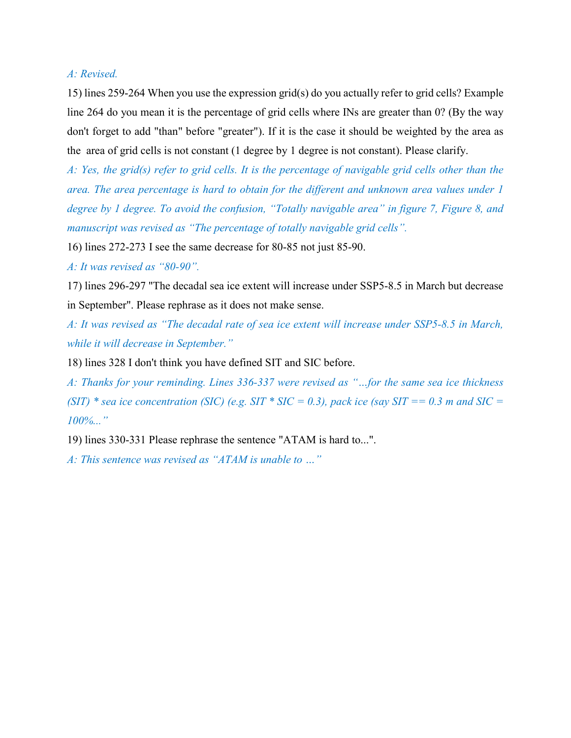*A: Revised.*

15) lines 259-264 When you use the expression grid(s) do you actually refer to grid cells? Example line 264 do you mean it is the percentage of grid cells where INs are greater than 0? (By the way don't forget to add "than" before "greater"). If it is the case it should be weighted by the area as the area of grid cells is not constant (1 degree by 1 degree is not constant). Please clarify.

*A: Yes, the grid(s) refer to grid cells. It is the percentage of navigable grid cells other than the area. The area percentage is hard to obtain for the different and unknown area values under 1 degree by 1 degree. To avoid the confusion, "Totally navigable area" in figure 7, Figure 8, and manuscript was revised as "The percentage of totally navigable grid cells".*

16) lines 272-273 I see the same decrease for 80-85 not just 85-90.

*A: It was revised as "80-90".*

17) lines 296-297 "The decadal sea ice extent will increase under SSP5-8.5 in March but decrease in September". Please rephrase as it does not make sense.

*A: It was revised as "The decadal rate of sea ice extent will increase under SSP5-8.5 in March, while it will decrease in September."*

18) lines 328 I don't think you have defined SIT and SIC before.

*A: Thanks for your reminding. Lines 336-337 were revised as "…for the same sea ice thickness (SIT) * sea ice concentration (SIC) (e.g. SIT * SIC = 0.3), pack ice (say SIT == 0.3 m and SIC = 100%..."*

19) lines 330-331 Please rephrase the sentence "ATAM is hard to...".

*A: This sentence was revised as "ATAM is unable to …"*